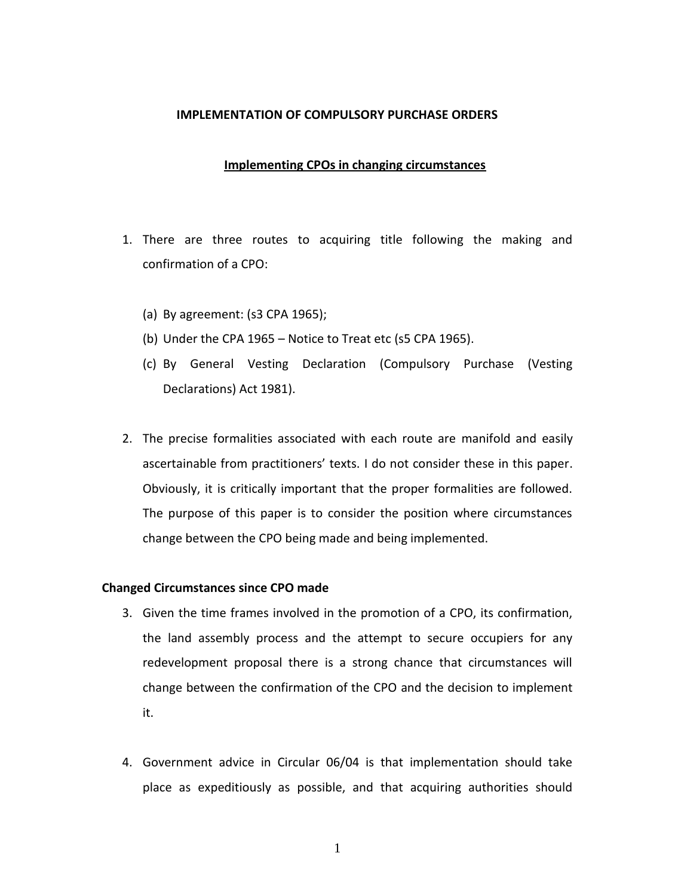**IMPLEMENTATION OF COMPULSORY PURCHASE ORDERS**

**Implementing CPOs in changing circumstances**

1. There are three routes to acquiring title following the making and confirmation of a CPO:

    (a) By agreement: (s3 CPA 1965);
    (b) Under the CPA 1965 – Notice to Treat etc (s5 CPA 1965).
    (c) By General Vesting Declaration (Compulsory Purchase (Vesting Declarations) Act 1981).

2. The precise formalities associated with each route are manifold and easily ascertainable from practitioners' texts. I do not consider these in this paper. Obviously, it is critically important that the proper formalities are followed. The purpose of this paper is to consider the position where circumstances change between the CPO being made and being implemented.

**Changed Circumstances since CPO made**

3. Given the time frames involved in the promotion of a CPO, its confirmation, the land assembly process and the attempt to secure occupiers for any redevelopment proposal there is a strong chance that circumstances will change between the confirmation of the CPO and the decision to implement it.

4. Government advice in Circular 06/04 is that implementation should take place as expeditiously as possible, and that acquiring authorities should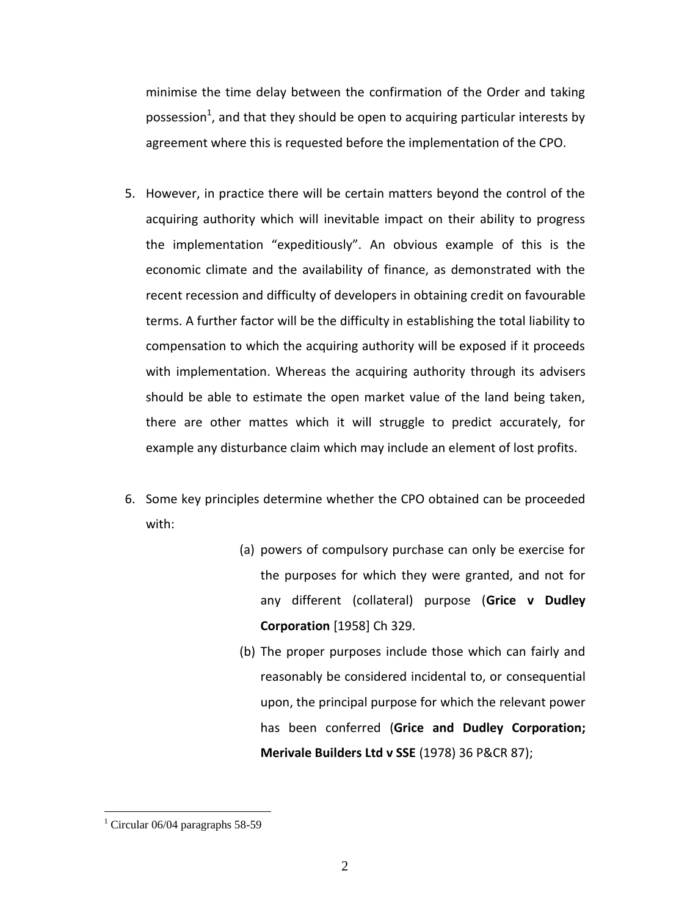minimise the time delay between the confirmation of the Order and taking possession[1], and that they should be open to acquiring particular interests by agreement where this is requested before the implementation of the CPO.

5. However, in practice there will be certain matters beyond the control of the acquiring authority which will inevitable impact on their ability to progress the implementation "expeditiously". An obvious example of this is the economic climate and the availability of finance, as demonstrated with the recent recession and difficulty of developers in obtaining credit on favourable terms. A further factor will be the difficulty in establishing the total liability to compensation to which the acquiring authority will be exposed if it proceeds with implementation. Whereas the acquiring authority through its advisers should be able to estimate the open market value of the land being taken, there are other mattes which it will struggle to predict accurately, for example any disturbance claim which may include an element of lost profits.

6. Some key principles determine whether the CPO obtained can be proceeded with:

   (a) powers of compulsory purchase can only be exercise for the purposes for which they were granted, and not for any different (collateral) purpose (**Grice v Dudley Corporation** [1958] Ch 329.

   (b) The proper purposes include those which can fairly and reasonably be considered incidental to, or consequential upon, the principal purpose for which the relevant power has been conferred (**Grice and Dudley Corporation; Merivale Builders Ltd v SSE** (1978) 36 P&CR 87);

---

[1] Circular 06/04 paragraphs 58-59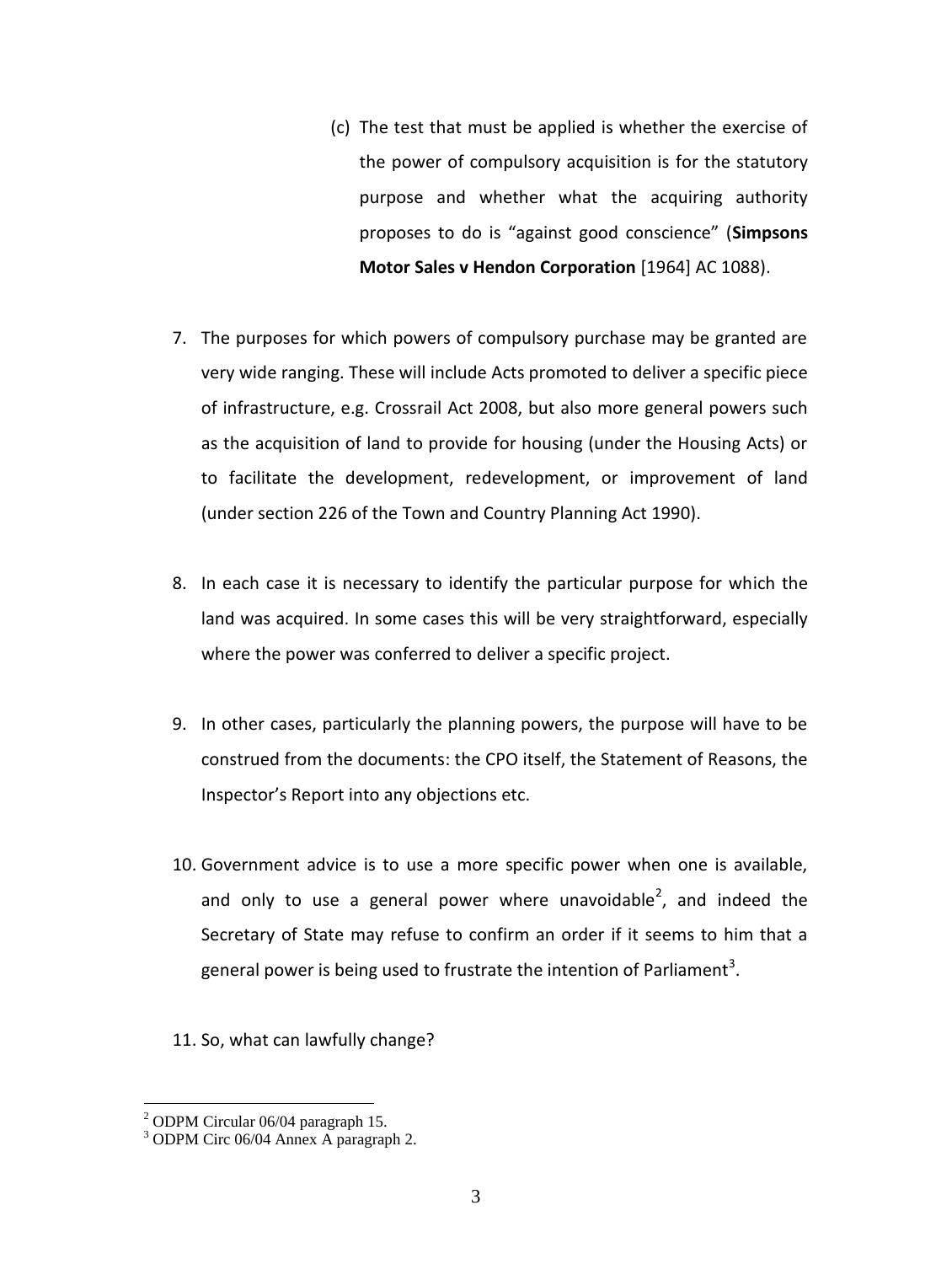(c) The test that must be applied is whether the exercise of the power of compulsory acquisition is for the statutory purpose and whether what the acquiring authority proposes to do is "against good conscience" (**Simpsons Motor Sales v Hendon Corporation** [1964] AC 1088).

7. The purposes for which powers of compulsory purchase may be granted are very wide ranging. These will include Acts promoted to deliver a specific piece of infrastructure, e.g. Crossrail Act 2008, but also more general powers such as the acquisition of land to provide for housing (under the Housing Acts) or to facilitate the development, redevelopment, or improvement of land (under section 226 of the Town and Country Planning Act 1990).

8. In each case it is necessary to identify the particular purpose for which the land was acquired. In some cases this will be very straightforward, especially where the power was conferred to deliver a specific project.

9. In other cases, particularly the planning powers, the purpose will have to be construed from the documents: the CPO itself, the Statement of Reasons, the Inspector's Report into any objections etc.

10. Government advice is to use a more specific power when one is available, and only to use a general power where unavoidable[2], and indeed the Secretary of State may refuse to confirm an order if it seems to him that a general power is being used to frustrate the intention of Parliament[3].

11. So, what can lawfully change?

---

[2] ODPM Circular 06/04 paragraph 15.

[3] ODPM Circ 06/04 Annex A paragraph 2.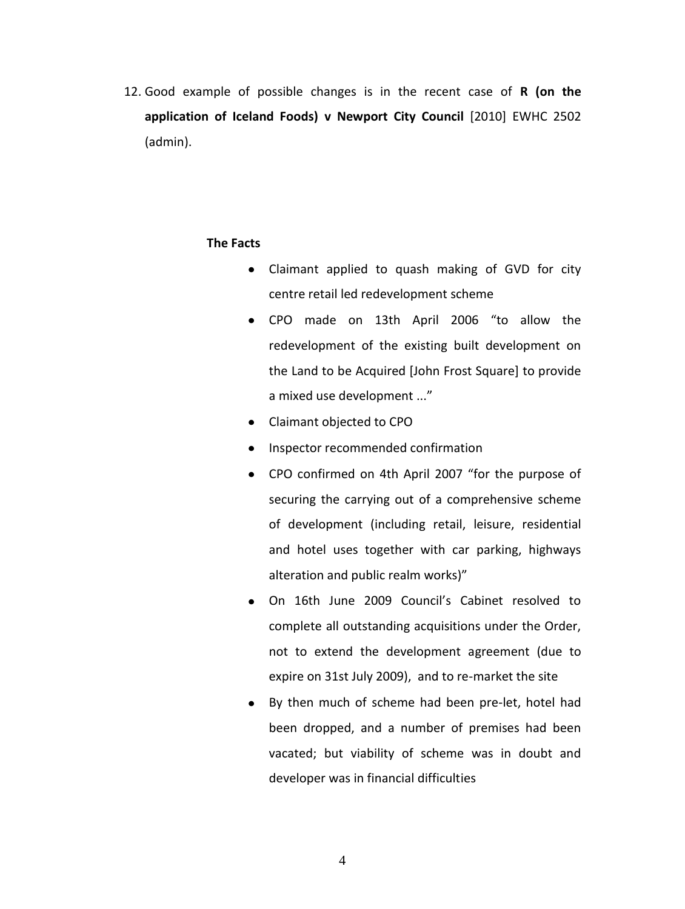12. Good example of possible changes is in the recent case of **R (on the application of Iceland Foods) v Newport City Council** [2010] EWHC 2502 (admin).

**The Facts**

- Claimant applied to quash making of GVD for city centre retail led redevelopment scheme
- CPO made on 13th April 2006 "to allow the redevelopment of the existing built development on the Land to be Acquired [John Frost Square] to provide a mixed use development ..."
- Claimant objected to CPO
- Inspector recommended confirmation
- CPO confirmed on 4th April 2007 "for the purpose of securing the carrying out of a comprehensive scheme of development (including retail, leisure, residential and hotel uses together with car parking, highways alteration and public realm works)"
- On 16th June 2009 Council's Cabinet resolved to complete all outstanding acquisitions under the Order, not to extend the development agreement (due to expire on 31st July 2009), and to re-market the site
- By then much of scheme had been pre-let, hotel had been dropped, and a number of premises had been vacated; but viability of scheme was in doubt and developer was in financial difficulties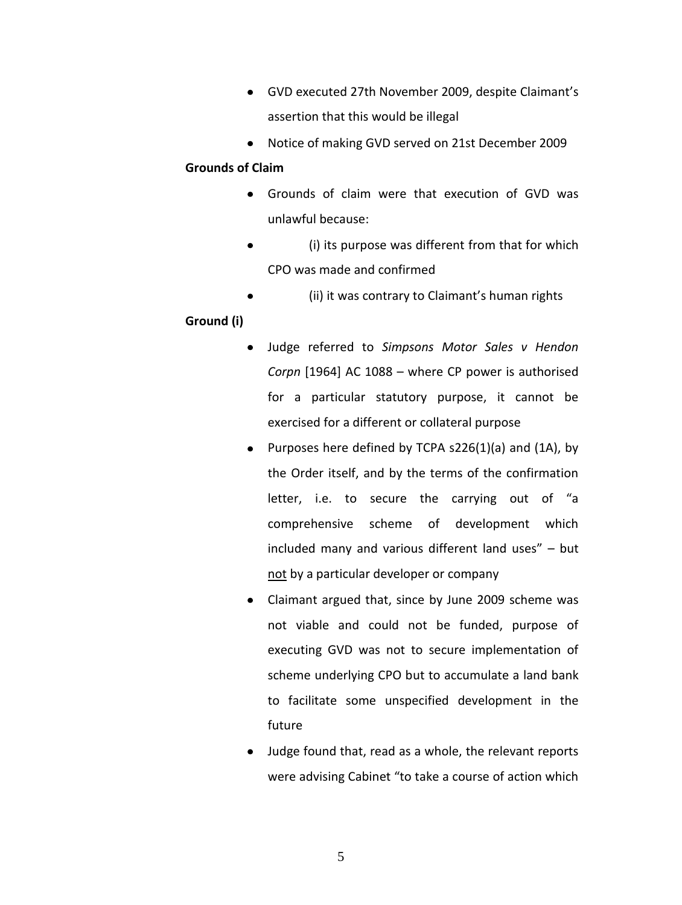- GVD executed 27th November 2009, despite Claimant's assertion that this would be illegal
- Notice of making GVD served on 21st December 2009

**Grounds of Claim**

- Grounds of claim were that execution of GVD was unlawful because:
- (i) its purpose was different from that for which CPO was made and confirmed
- (ii) it was contrary to Claimant's human rights

**Ground (i)**

- Judge referred to *Simpsons Motor Sales v Hendon Corpn* [1964] AC 1088 – where CP power is authorised for a particular statutory purpose, it cannot be exercised for a different or collateral purpose
- Purposes here defined by TCPA s226(1)(a) and (1A), by the Order itself, and by the terms of the confirmation letter, i.e. to secure the carrying out of "a comprehensive scheme of development which included many and various different land uses" – but <u>not</u> by a particular developer or company
- Claimant argued that, since by June 2009 scheme was not viable and could not be funded, purpose of executing GVD was not to secure implementation of scheme underlying CPO but to accumulate a land bank to facilitate some unspecified development in the future
- Judge found that, read as a whole, the relevant reports were advising Cabinet "to take a course of action which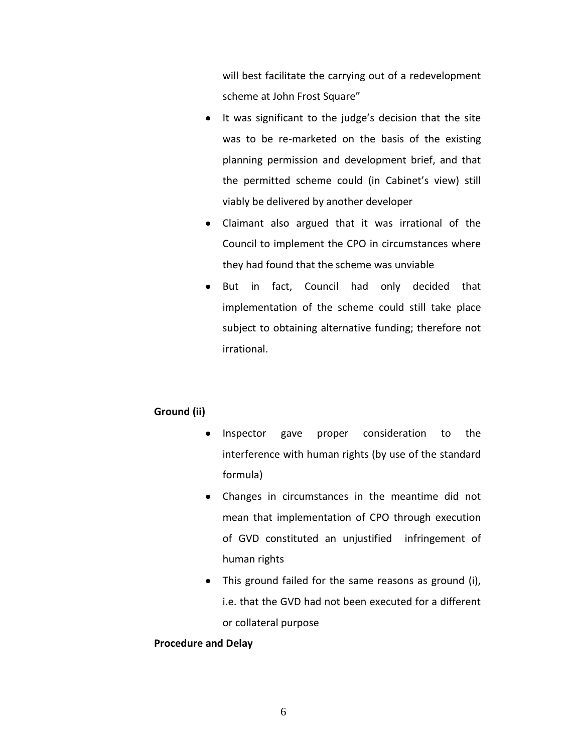will best facilitate the carrying out of a redevelopment scheme at John Frost Square"

- It was significant to the judge's decision that the site was to be re-marketed on the basis of the existing planning permission and development brief, and that the permitted scheme could (in Cabinet's view) still viably be delivered by another developer
- Claimant also argued that it was irrational of the Council to implement the CPO in circumstances where they had found that the scheme was unviable
- But in fact, Council had only decided that implementation of the scheme could still take place subject to obtaining alternative funding; therefore not irrational.

**Ground (ii)**

- Inspector gave proper consideration to the interference with human rights (by use of the standard formula)
- Changes in circumstances in the meantime did not mean that implementation of CPO through execution of GVD constituted an unjustified infringement of human rights
- This ground failed for the same reasons as ground (i), i.e. that the GVD had not been executed for a different or collateral purpose

**Procedure and Delay**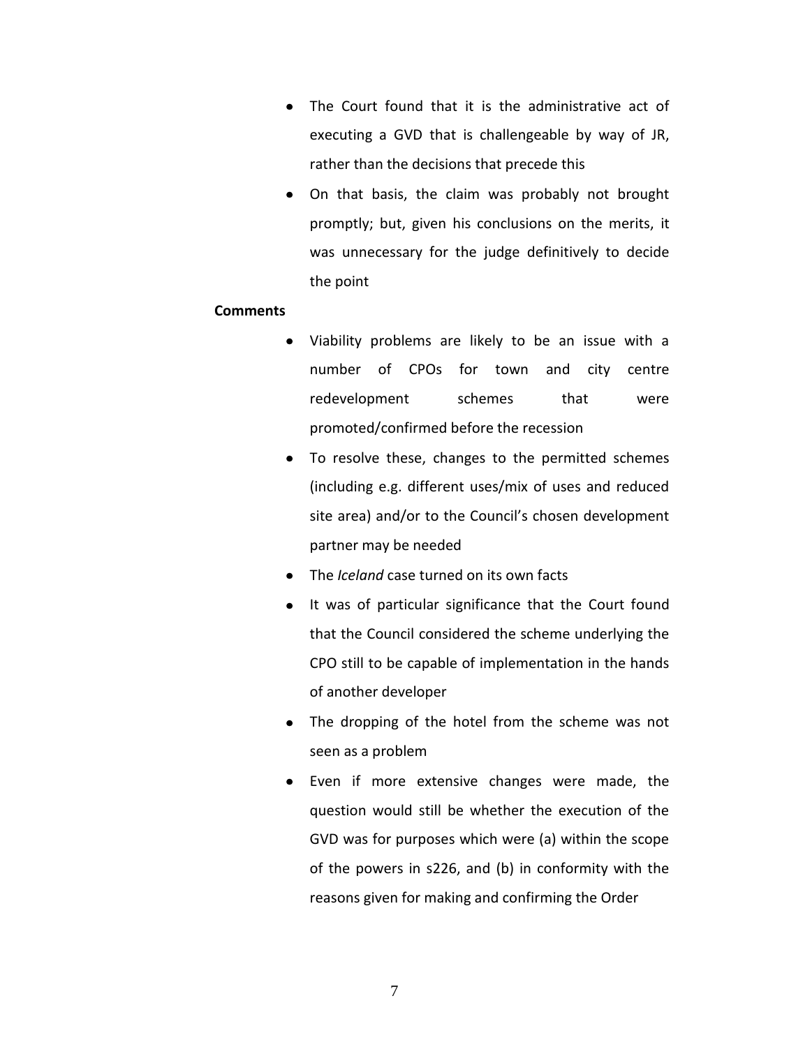- The Court found that it is the administrative act of executing a GVD that is challengeable by way of JR, rather than the decisions that precede this
- On that basis, the claim was probably not brought promptly; but, given his conclusions on the merits, it was unnecessary for the judge definitively to decide the point

**Comments**

- Viability problems are likely to be an issue with a number of CPOs for town and city centre redevelopment schemes that were promoted/confirmed before the recession
- To resolve these, changes to the permitted schemes (including e.g. different uses/mix of uses and reduced site area) and/or to the Council's chosen development partner may be needed
- The *Iceland* case turned on its own facts
- It was of particular significance that the Court found that the Council considered the scheme underlying the CPO still to be capable of implementation in the hands of another developer
- The dropping of the hotel from the scheme was not seen as a problem
- Even if more extensive changes were made, the question would still be whether the execution of the GVD was for purposes which were (a) within the scope of the powers in s226, and (b) in conformity with the reasons given for making and confirming the Order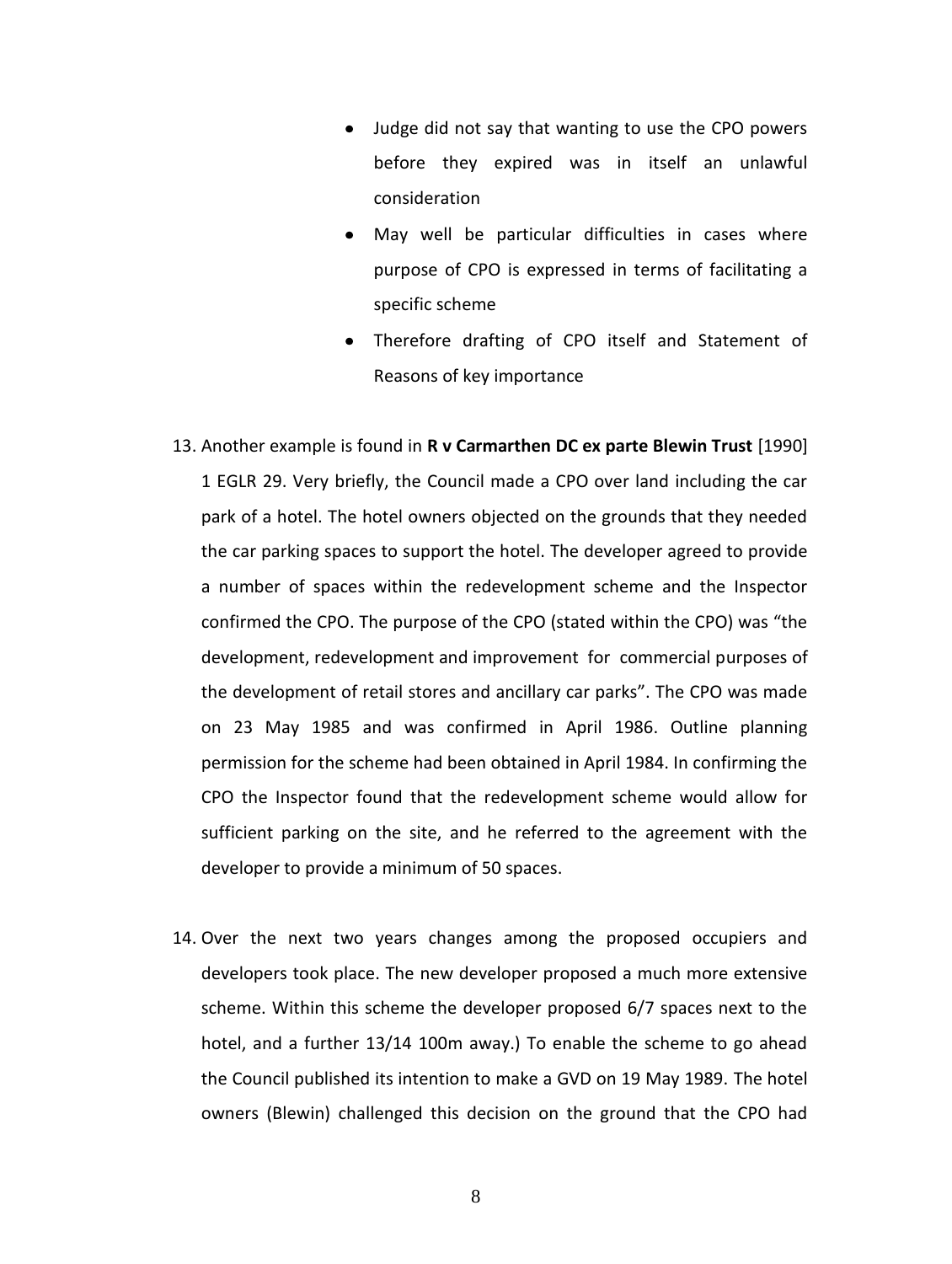- Judge did not say that wanting to use the CPO powers before they expired was in itself an unlawful consideration
- May well be particular difficulties in cases where purpose of CPO is expressed in terms of facilitating a specific scheme
- Therefore drafting of CPO itself and Statement of Reasons of key importance

13. Another example is found in **R v Carmarthen DC ex parte Blewin Trust** [1990] 1 EGLR 29. Very briefly, the Council made a CPO over land including the car park of a hotel. The hotel owners objected on the grounds that they needed the car parking spaces to support the hotel. The developer agreed to provide a number of spaces within the redevelopment scheme and the Inspector confirmed the CPO. The purpose of the CPO (stated within the CPO) was "the development, redevelopment and improvement for commercial purposes of the development of retail stores and ancillary car parks". The CPO was made on 23 May 1985 and was confirmed in April 1986. Outline planning permission for the scheme had been obtained in April 1984. In confirming the CPO the Inspector found that the redevelopment scheme would allow for sufficient parking on the site, and he referred to the agreement with the developer to provide a minimum of 50 spaces.

14. Over the next two years changes among the proposed occupiers and developers took place. The new developer proposed a much more extensive scheme. Within this scheme the developer proposed 6/7 spaces next to the hotel, and a further 13/14 100m away.) To enable the scheme to go ahead the Council published its intention to make a GVD on 19 May 1989. The hotel owners (Blewin) challenged this decision on the ground that the CPO had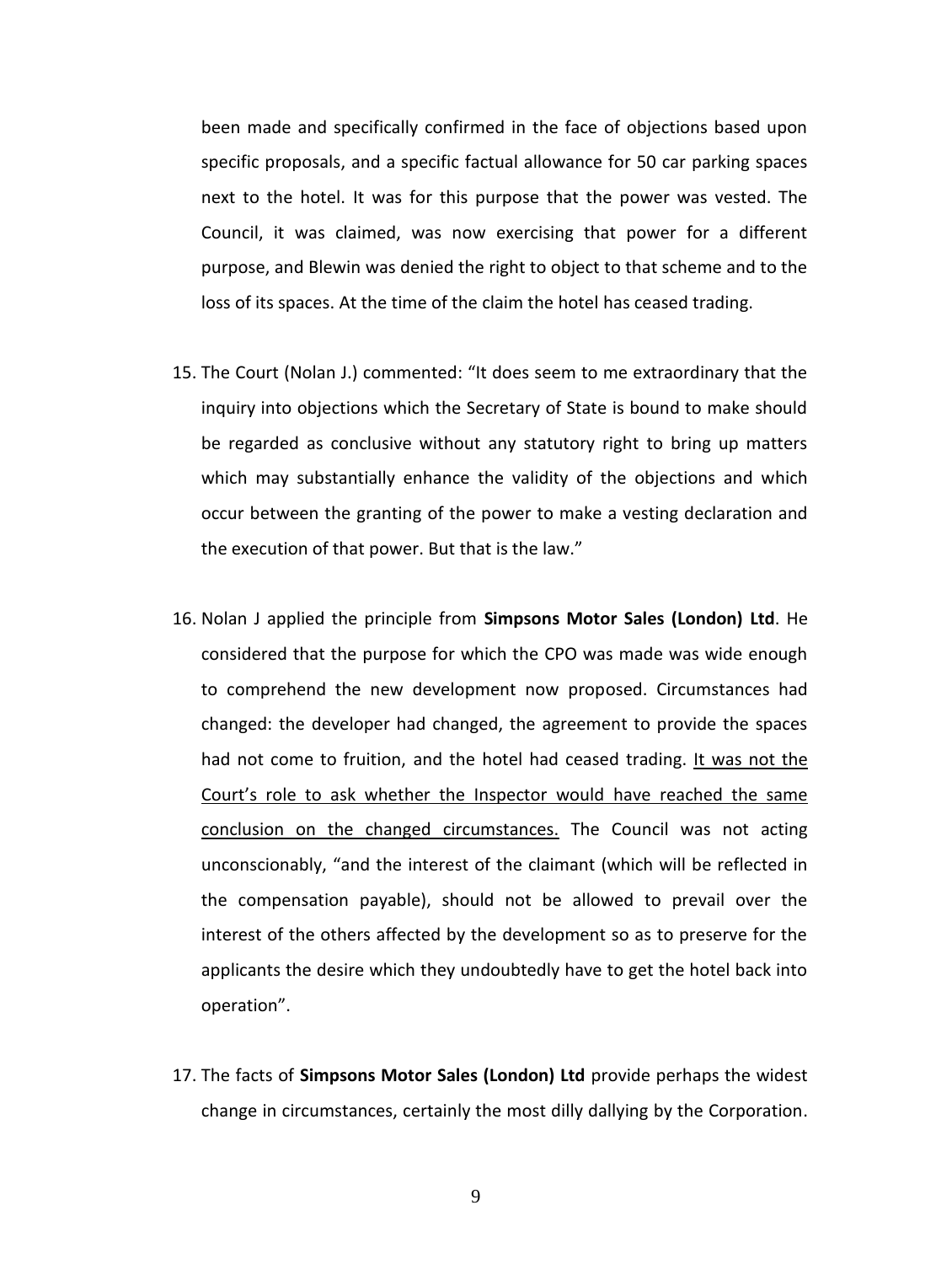been made and specifically confirmed in the face of objections based upon specific proposals, and a specific factual allowance for 50 car parking spaces next to the hotel. It was for this purpose that the power was vested. The Council, it was claimed, was now exercising that power for a different purpose, and Blewin was denied the right to object to that scheme and to the loss of its spaces. At the time of the claim the hotel has ceased trading.

15. The Court (Nolan J.) commented: "It does seem to me extraordinary that the inquiry into objections which the Secretary of State is bound to make should be regarded as conclusive without any statutory right to bring up matters which may substantially enhance the validity of the objections and which occur between the granting of the power to make a vesting declaration and the execution of that power. But that is the law."

16. Nolan J applied the principle from **Simpsons Motor Sales (London) Ltd**. He considered that the purpose for which the CPO was made was wide enough to comprehend the new development now proposed. Circumstances had changed: the developer had changed, the agreement to provide the spaces had not come to fruition, and the hotel had ceased trading. <u>It was not the Court's role to ask whether the Inspector would have reached the same conclusion on the changed circumstances.</u> The Council was not acting unconscionably, "and the interest of the claimant (which will be reflected in the compensation payable), should not be allowed to prevail over the interest of the others affected by the development so as to preserve for the applicants the desire which they undoubtedly have to get the hotel back into operation".

17. The facts of **Simpsons Motor Sales (London) Ltd** provide perhaps the widest change in circumstances, certainly the most dilly dallying by the Corporation.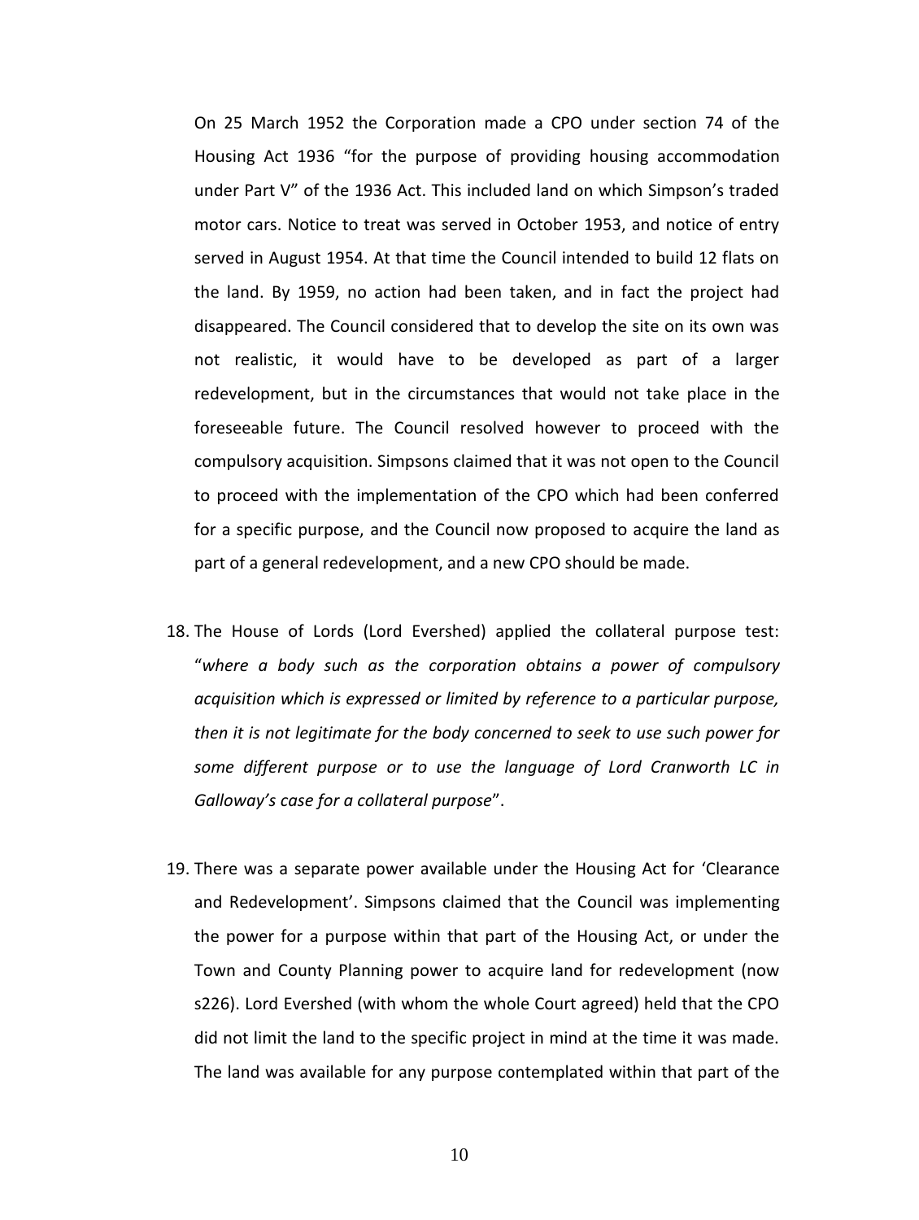On 25 March 1952 the Corporation made a CPO under section 74 of the Housing Act 1936 "for the purpose of providing housing accommodation under Part V" of the 1936 Act. This included land on which Simpson's traded motor cars. Notice to treat was served in October 1953, and notice of entry served in August 1954. At that time the Council intended to build 12 flats on the land. By 1959, no action had been taken, and in fact the project had disappeared. The Council considered that to develop the site on its own was not realistic, it would have to be developed as part of a larger redevelopment, but in the circumstances that would not take place in the foreseeable future. The Council resolved however to proceed with the compulsory acquisition. Simpsons claimed that it was not open to the Council to proceed with the implementation of the CPO which had been conferred for a specific purpose, and the Council now proposed to acquire the land as part of a general redevelopment, and a new CPO should be made.

18. The House of Lords (Lord Evershed) applied the collateral purpose test: "*where a body such as the corporation obtains a power of compulsory acquisition which is expressed or limited by reference to a particular purpose, then it is not legitimate for the body concerned to seek to use such power for some different purpose or to use the language of Lord Cranworth LC in Galloway's case for a collateral purpose*".

19. There was a separate power available under the Housing Act for 'Clearance and Redevelopment'. Simpsons claimed that the Council was implementing the power for a purpose within that part of the Housing Act, or under the Town and County Planning power to acquire land for redevelopment (now s226). Lord Evershed (with whom the whole Court agreed) held that the CPO did not limit the land to the specific project in mind at the time it was made. The land was available for any purpose contemplated within that part of the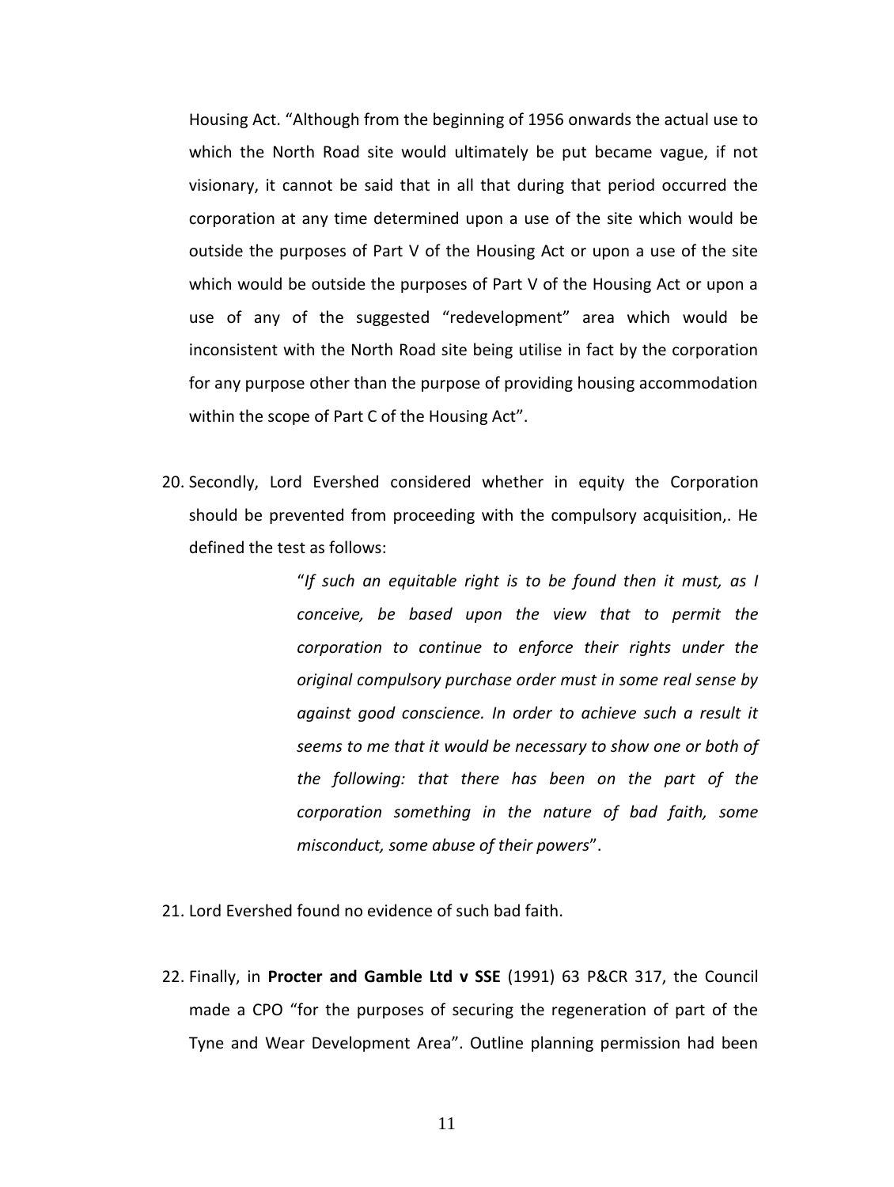Housing Act. "Although from the beginning of 1956 onwards the actual use to which the North Road site would ultimately be put became vague, if not visionary, it cannot be said that in all that during that period occurred the corporation at any time determined upon a use of the site which would be outside the purposes of Part V of the Housing Act or upon a use of the site which would be outside the purposes of Part V of the Housing Act or upon a use of any of the suggested "redevelopment" area which would be inconsistent with the North Road site being utilise in fact by the corporation for any purpose other than the purpose of providing housing accommodation within the scope of Part C of the Housing Act".

20. Secondly, Lord Evershed considered whether in equity the Corporation should be prevented from proceeding with the compulsory acquisition,. He defined the test as follows:

> "*If such an equitable right is to be found then it must, as I conceive, be based upon the view that to permit the corporation to continue to enforce their rights under the original compulsory purchase order must in some real sense by against good conscience. In order to achieve such a result it seems to me that it would be necessary to show one or both of the following: that there has been on the part of the corporation something in the nature of bad faith, some misconduct, some abuse of their powers*".

21. Lord Evershed found no evidence of such bad faith.

22. Finally, in **Procter and Gamble Ltd v SSE** (1991) 63 P&CR 317, the Council made a CPO "for the purposes of securing the regeneration of part of the Tyne and Wear Development Area". Outline planning permission had been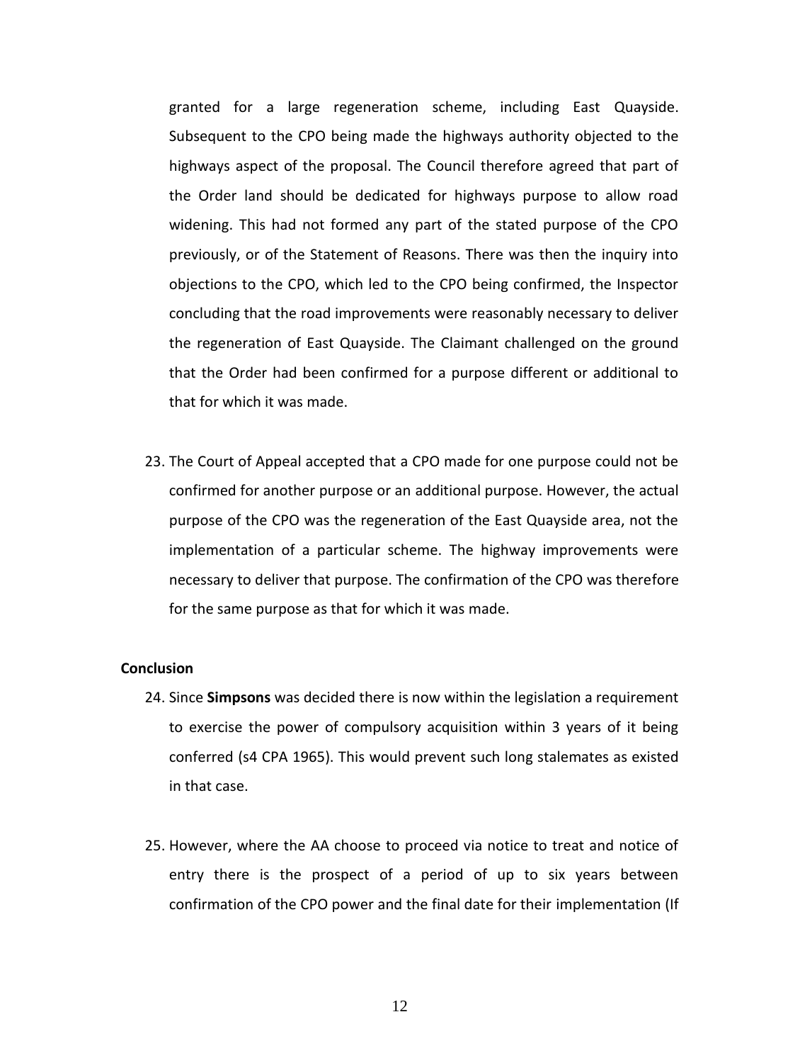granted for a large regeneration scheme, including East Quayside. Subsequent to the CPO being made the highways authority objected to the highways aspect of the proposal. The Council therefore agreed that part of the Order land should be dedicated for highways purpose to allow road widening. This had not formed any part of the stated purpose of the CPO previously, or of the Statement of Reasons. There was then the inquiry into objections to the CPO, which led to the CPO being confirmed, the Inspector concluding that the road improvements were reasonably necessary to deliver the regeneration of East Quayside. The Claimant challenged on the ground that the Order had been confirmed for a purpose different or additional to that for which it was made.

23. The Court of Appeal accepted that a CPO made for one purpose could not be confirmed for another purpose or an additional purpose. However, the actual purpose of the CPO was the regeneration of the East Quayside area, not the implementation of a particular scheme. The highway improvements were necessary to deliver that purpose. The confirmation of the CPO was therefore for the same purpose as that for which it was made.

**Conclusion**

24. Since **Simpsons** was decided there is now within the legislation a requirement to exercise the power of compulsory acquisition within 3 years of it being conferred (s4 CPA 1965). This would prevent such long stalemates as existed in that case.

25. However, where the AA choose to proceed via notice to treat and notice of entry there is the prospect of a period of up to six years between confirmation of the CPO power and the final date for their implementation (If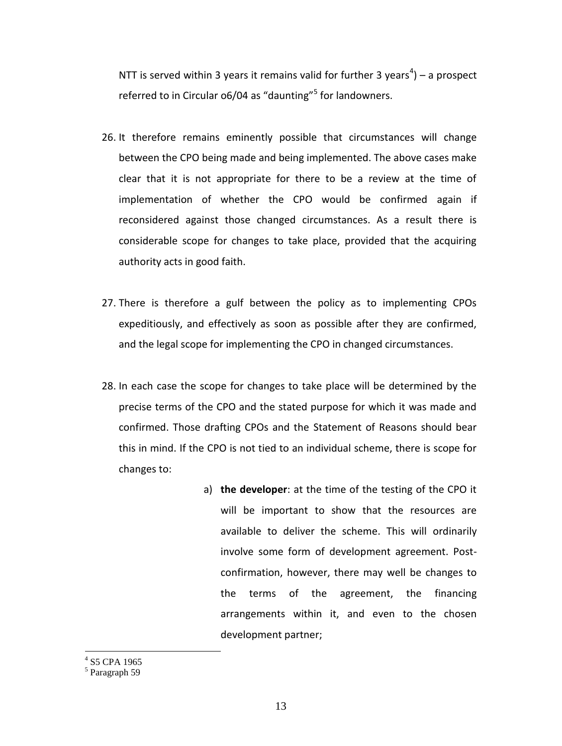NTT is served within 3 years it remains valid for further 3 years[4]) – a prospect referred to in Circular o6/04 as "daunting"[5] for landowners.

26. It therefore remains eminently possible that circumstances will change between the CPO being made and being implemented. The above cases make clear that it is not appropriate for there to be a review at the time of implementation of whether the CPO would be confirmed again if reconsidered against those changed circumstances. As a result there is considerable scope for changes to take place, provided that the acquiring authority acts in good faith.

27. There is therefore a gulf between the policy as to implementing CPOs expeditiously, and effectively as soon as possible after they are confirmed, and the legal scope for implementing the CPO in changed circumstances.

28. In each case the scope for changes to take place will be determined by the precise terms of the CPO and the stated purpose for which it was made and confirmed. Those drafting CPOs and the Statement of Reasons should bear this in mind. If the CPO is not tied to an individual scheme, there is scope for changes to:

    a) **the developer**: at the time of the testing of the CPO it will be important to show that the resources are available to deliver the scheme. This will ordinarily involve some form of development agreement. Post-confirmation, however, there may well be changes to the terms of the agreement, the financing arrangements within it, and even to the chosen development partner;

---

[4] S5 CPA 1965

[5] Paragraph 59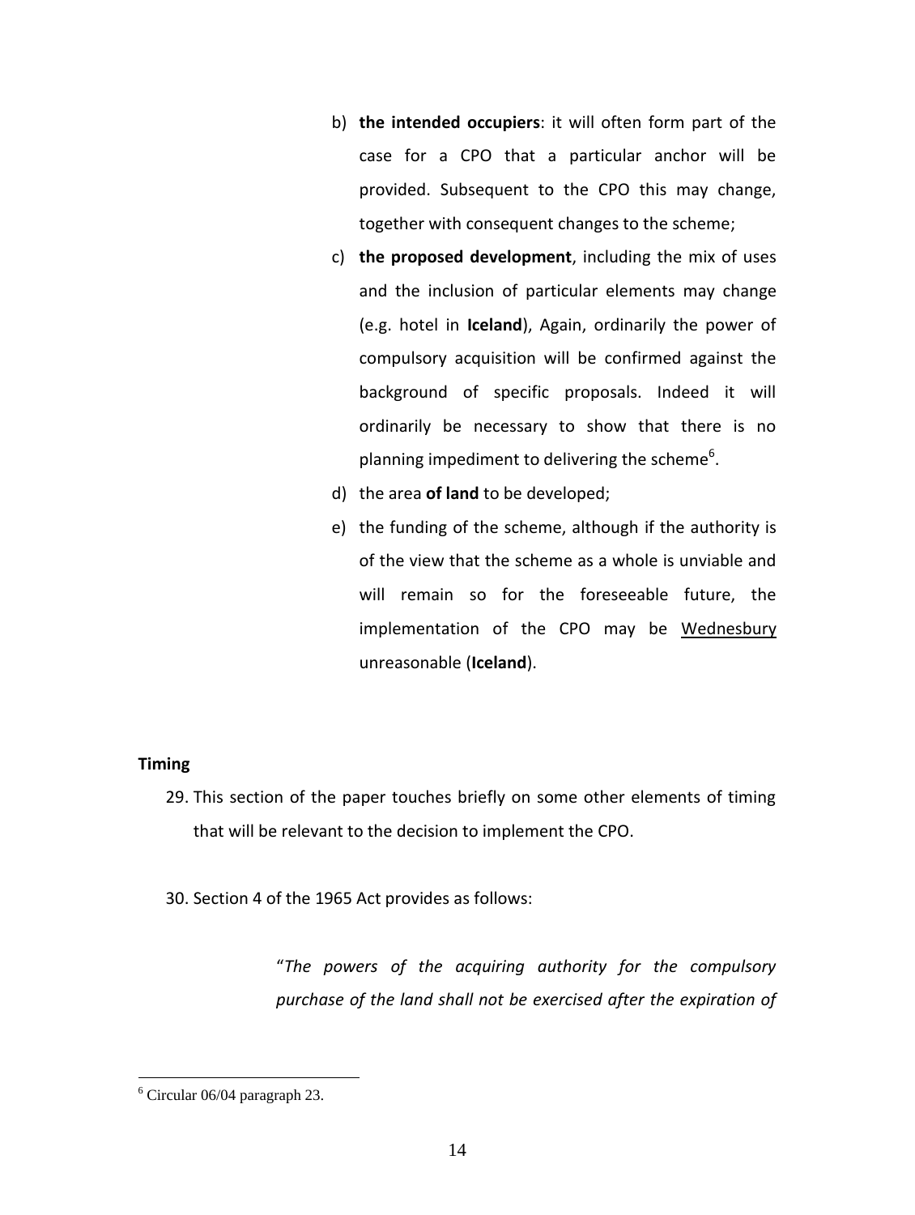b) **the intended occupiers**: it will often form part of the case for a CPO that a particular anchor will be provided. Subsequent to the CPO this may change, together with consequent changes to the scheme;

c) **the proposed development**, including the mix of uses and the inclusion of particular elements may change (e.g. hotel in **Iceland**), Again, ordinarily the power of compulsory acquisition will be confirmed against the background of specific proposals. Indeed it will ordinarily be necessary to show that there is no planning impediment to delivering the scheme[6].

d) the area **of land** to be developed;

e) the funding of the scheme, although if the authority is of the view that the scheme as a whole is unviable and will remain so for the foreseeable future, the implementation of the CPO may be Wednesbury unreasonable (**Iceland**).

**Timing**

29. This section of the paper touches briefly on some other elements of timing that will be relevant to the decision to implement the CPO.

30. Section 4 of the 1965 Act provides as follows:

> "*The powers of the acquiring authority for the compulsory purchase of the land shall not be exercised after the expiration of*

[6] Circular 06/04 paragraph 23.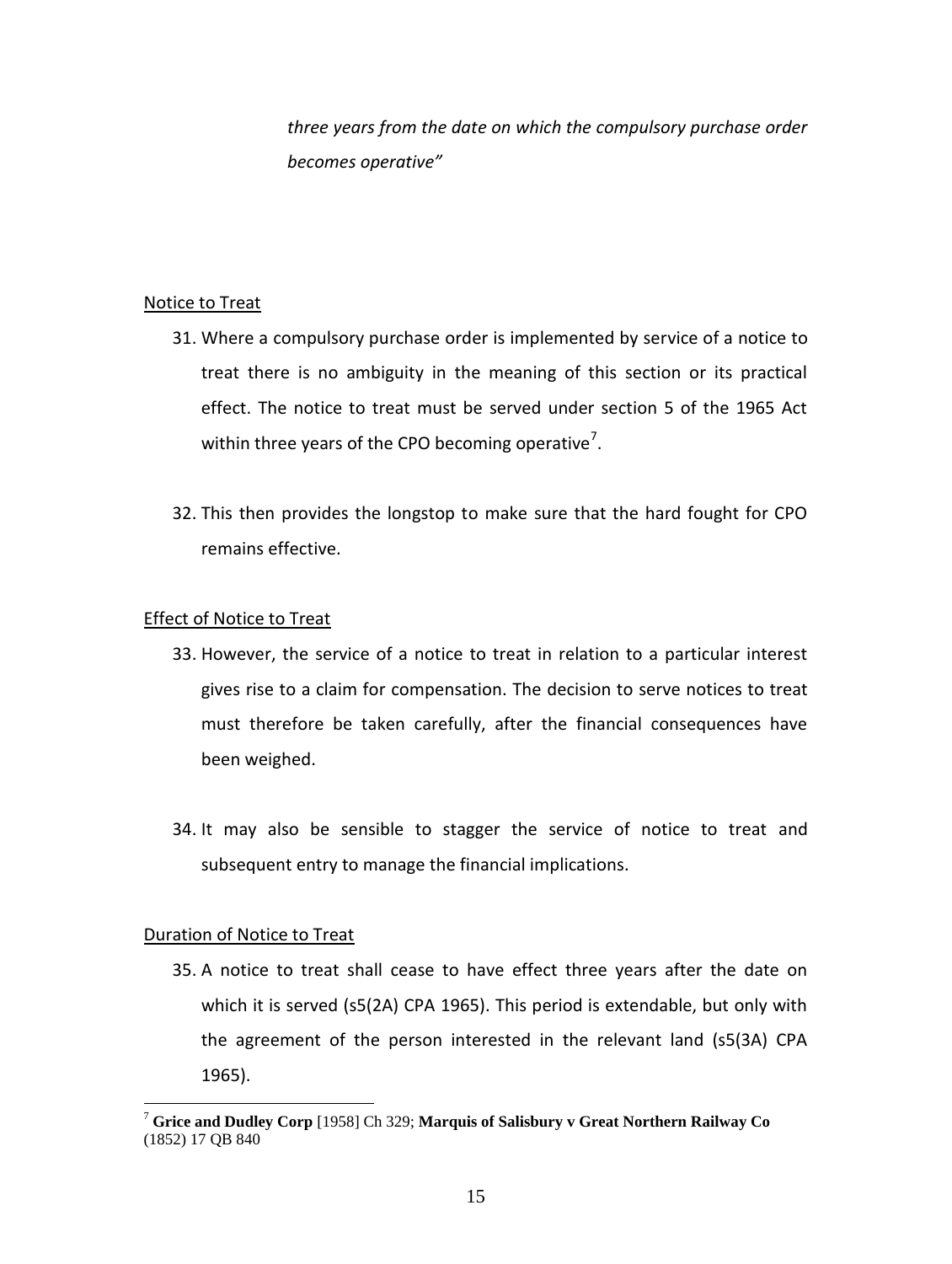*three years from the date on which the compulsory purchase order becomes operative"*

Notice to Treat

31. Where a compulsory purchase order is implemented by service of a notice to treat there is no ambiguity in the meaning of this section or its practical effect. The notice to treat must be served under section 5 of the 1965 Act within three years of the CPO becoming operative[7].

32. This then provides the longstop to make sure that the hard fought for CPO remains effective.

Effect of Notice to Treat

33. However, the service of a notice to treat in relation to a particular interest gives rise to a claim for compensation. The decision to serve notices to treat must therefore be taken carefully, after the financial consequences have been weighed.

34. It may also be sensible to stagger the service of notice to treat and subsequent entry to manage the financial implications.

Duration of Notice to Treat

35. A notice to treat shall cease to have effect three years after the date on which it is served (s5(2A) CPA 1965). This period is extendable, but only with the agreement of the person interested in the relevant land (s5(3A) CPA 1965).

---

[7] **Grice and Dudley Corp** [1958] Ch 329; **Marquis of Salisbury v Great Northern Railway Co** (1852) 17 QB 840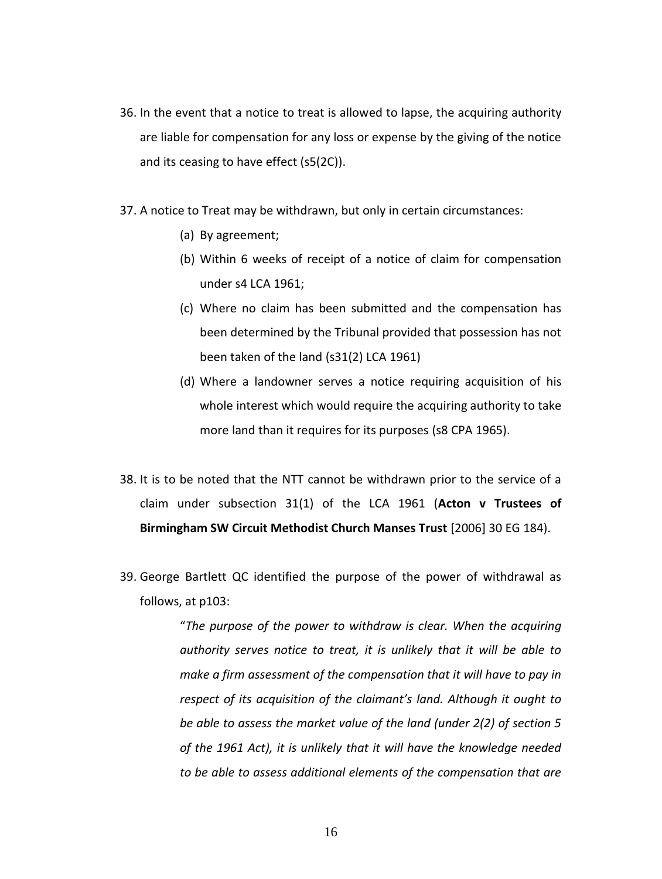36. In the event that a notice to treat is allowed to lapse, the acquiring authority are liable for compensation for any loss or expense by the giving of the notice and its ceasing to have effect (s5(2C)).

37. A notice to Treat may be withdrawn, but only in certain circumstances:
    (a) By agreement;
    (b) Within 6 weeks of receipt of a notice of claim for compensation under s4 LCA 1961;
    (c) Where no claim has been submitted and the compensation has been determined by the Tribunal provided that possession has not been taken of the land (s31(2) LCA 1961)
    (d) Where a landowner serves a notice requiring acquisition of his whole interest which would require the acquiring authority to take more land than it requires for its purposes (s8 CPA 1965).

38. It is to be noted that the NTT cannot be withdrawn prior to the service of a claim under subsection 31(1) of the LCA 1961 (**Acton v Trustees of Birmingham SW Circuit Methodist Church Manses Trust** [2006] 30 EG 184).

39. George Bartlett QC identified the purpose of the power of withdrawal as follows, at p103:

    > "*The purpose of the power to withdraw is clear. When the acquiring authority serves notice to treat, it is unlikely that it will be able to make a firm assessment of the compensation that it will have to pay in respect of its acquisition of the claimant's land. Although it ought to be able to assess the market value of the land (under 2(2) of section 5 of the 1961 Act), it is unlikely that it will have the knowledge needed to be able to assess additional elements of the compensation that are*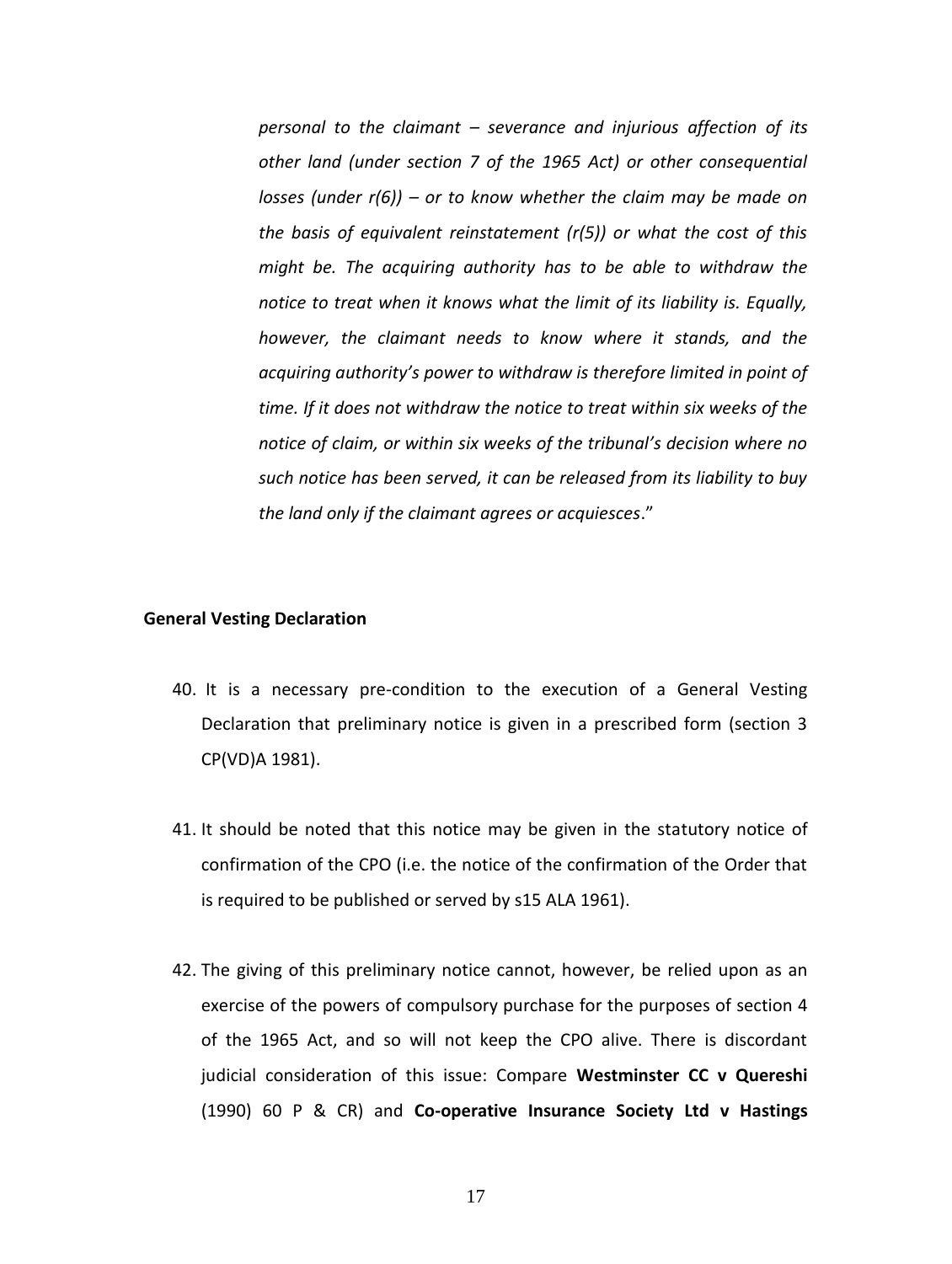> *personal to the claimant – severance and injurious affection of its other land (under section 7 of the 1965 Act) or other consequential losses (under r(6)) – or to know whether the claim may be made on the basis of equivalent reinstatement (r(5)) or what the cost of this might be. The acquiring authority has to be able to withdraw the notice to treat when it knows what the limit of its liability is. Equally, however, the claimant needs to know where it stands, and the acquiring authority's power to withdraw is therefore limited in point of time. If it does not withdraw the notice to treat within six weeks of the notice of claim, or within six weeks of the tribunal's decision where no such notice has been served, it can be released from its liability to buy the land only if the claimant agrees or acquiesces*."

**General Vesting Declaration**

40. It is a necessary pre-condition to the execution of a General Vesting Declaration that preliminary notice is given in a prescribed form (section 3 CP(VD)A 1981).

41. It should be noted that this notice may be given in the statutory notice of confirmation of the CPO (i.e. the notice of the confirmation of the Order that is required to be published or served by s15 ALA 1961).

42. The giving of this preliminary notice cannot, however, be relied upon as an exercise of the powers of compulsory purchase for the purposes of section 4 of the 1965 Act, and so will not keep the CPO alive. There is discordant judicial consideration of this issue: Compare **Westminster CC v Quereshi** (1990) 60 P & CR) and **Co-operative Insurance Society Ltd v Hastings**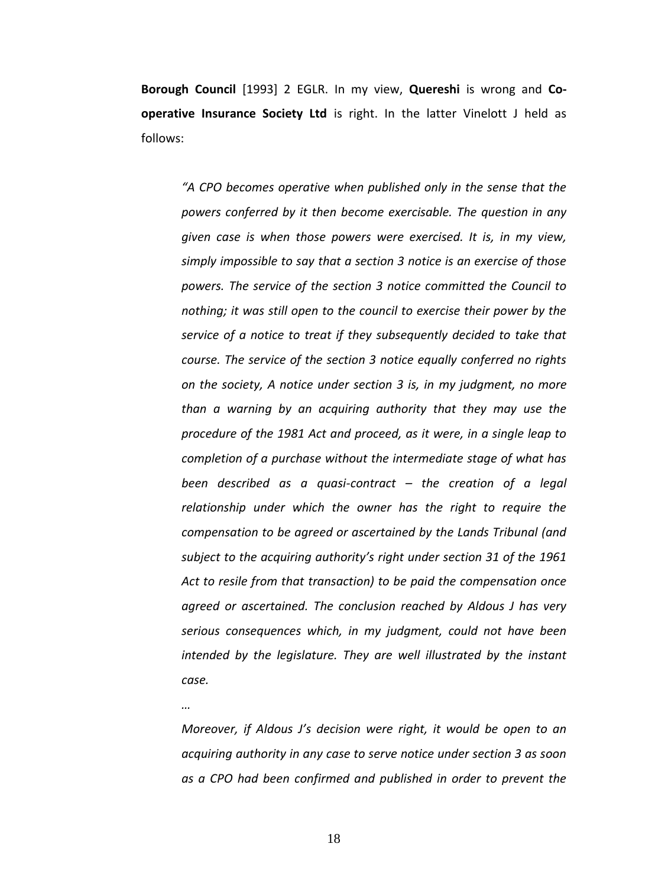**Borough Council** [1993] 2 EGLR. In my view, **Quereshi** is wrong and **Co-operative Insurance Society Ltd** is right. In the latter Vinelott J held as follows:

> *"A CPO becomes operative when published only in the sense that the powers conferred by it then become exercisable. The question in any given case is when those powers were exercised. It is, in my view, simply impossible to say that a section 3 notice is an exercise of those powers. The service of the section 3 notice committed the Council to nothing; it was still open to the council to exercise their power by the service of a notice to treat if they subsequently decided to take that course. The service of the section 3 notice equally conferred no rights on the society, A notice under section 3 is, in my judgment, no more than a warning by an acquiring authority that they may use the procedure of the 1981 Act and proceed, as it were, in a single leap to completion of a purchase without the intermediate stage of what has been described as a quasi-contract – the creation of a legal relationship under which the owner has the right to require the compensation to be agreed or ascertained by the Lands Tribunal (and subject to the acquiring authority's right under section 31 of the 1961 Act to resile from that transaction) to be paid the compensation once agreed or ascertained. The conclusion reached by Aldous J has very serious consequences which, in my judgment, could not have been intended by the legislature. They are well illustrated by the instant case.*
>
> *…*
>
> *Moreover, if Aldous J's decision were right, it would be open to an acquiring authority in any case to serve notice under section 3 as soon as a CPO had been confirmed and published in order to prevent the*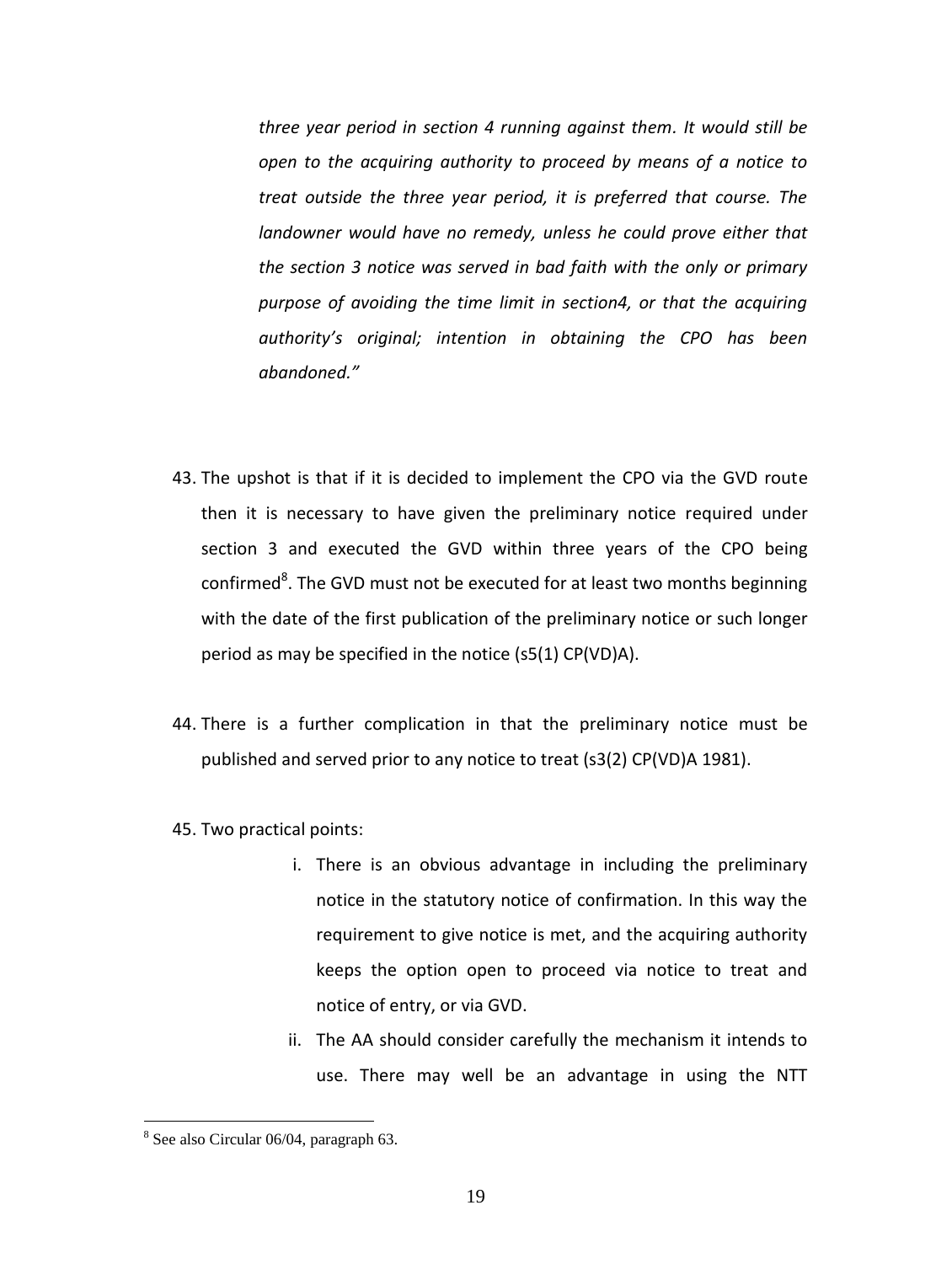*three year period in section 4 running against them. It would still be open to the acquiring authority to proceed by means of a notice to treat outside the three year period, it is preferred that course. The landowner would have no remedy, unless he could prove either that the section 3 notice was served in bad faith with the only or primary purpose of avoiding the time limit in section4, or that the acquiring authority's original; intention in obtaining the CPO has been abandoned."*

43. The upshot is that if it is decided to implement the CPO via the GVD route then it is necessary to have given the preliminary notice required under section 3 and executed the GVD within three years of the CPO being confirmed[8]. The GVD must not be executed for at least two months beginning with the date of the first publication of the preliminary notice or such longer period as may be specified in the notice (s5(1) CP(VD)A).

44. There is a further complication in that the preliminary notice must be published and served prior to any notice to treat (s3(2) CP(VD)A 1981).

45. Two practical points:

    i. There is an obvious advantage in including the preliminary notice in the statutory notice of confirmation. In this way the requirement to give notice is met, and the acquiring authority keeps the option open to proceed via notice to treat and notice of entry, or via GVD.

    ii. The AA should consider carefully the mechanism it intends to use. There may well be an advantage in using the NTT

---

[8] See also Circular 06/04, paragraph 63.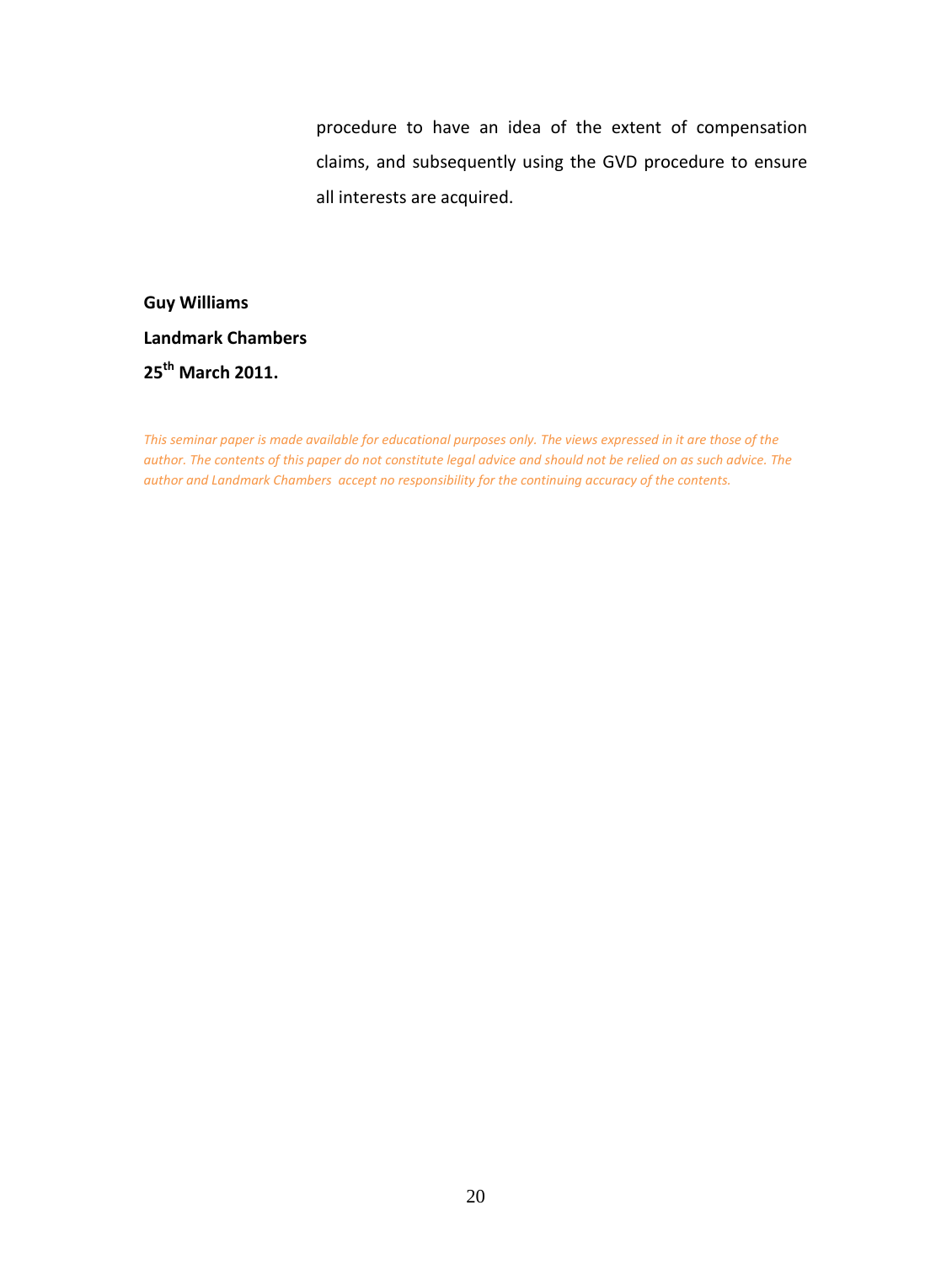procedure to have an idea of the extent of compensation claims, and subsequently using the GVD procedure to ensure all interests are acquired.

**Guy Williams**

**Landmark Chambers**

**25th March 2011.**

*This seminar paper is made available for educational purposes only. The views expressed in it are those of the author. The contents of this paper do not constitute legal advice and should not be relied on as such advice. The author and Landmark Chambers accept no responsibility for the continuing accuracy of the contents.*